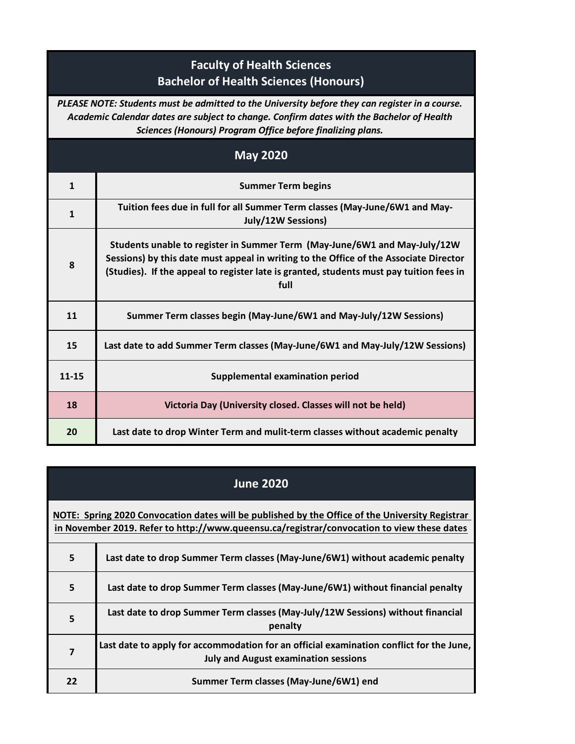# Faculty of Health Sciences
# Bachelor of Health Sciences (Honours)

***PLEASE NOTE: Students must be admitted to the University before they can register in a course. Academic Calendar dates are subject to change. Confirm dates with the Bachelor of Health Sciences (Honours) Program Office before finalizing plans.***

## May 2020

| | |
|---|---|
| **1** | **Summer Term begins** |
| **1** | **Tuition fees due in full for all Summer Term classes (May-June/6W1 and May-July/12W Sessions)** |
| **8** | **Students unable to register in Summer Term (May-June/6W1 and May-July/12W Sessions) by this date must appeal in writing to the Office of the Associate Director (Studies). If the appeal to register late is granted, students must pay tuition fees in full** |
| **11** | **Summer Term classes begin (May-June/6W1 and May-July/12W Sessions)** |
| **15** | **Last date to add Summer Term classes (May-June/6W1 and May-July/12W Sessions)** |
| **11-15** | **Supplemental examination period** |
| **18** | **Victoria Day (University closed. Classes will not be held)** |
| **20** | **Last date to drop Winter Term and mulit-term classes without academic penalty** |

## June 2020

**NOTE: Spring 2020 Convocation dates will be published by the Office of the University Registrar in November 2019. Refer to http://www.queensu.ca/registrar/convocation to view these dates**

| | |
|---|---|
| **5** | **Last date to drop Summer Term classes (May-June/6W1) without academic penalty** |
| **5** | **Last date to drop Summer Term classes (May-June/6W1) without financial penalty** |
| **5** | **Last date to drop Summer Term classes (May-July/12W Sessions) without financial penalty** |
| **7** | **Last date to apply for accommodation for an official examination conflict for the June, July and August examination sessions** |
| **22** | **Summer Term classes (May-June/6W1) end** |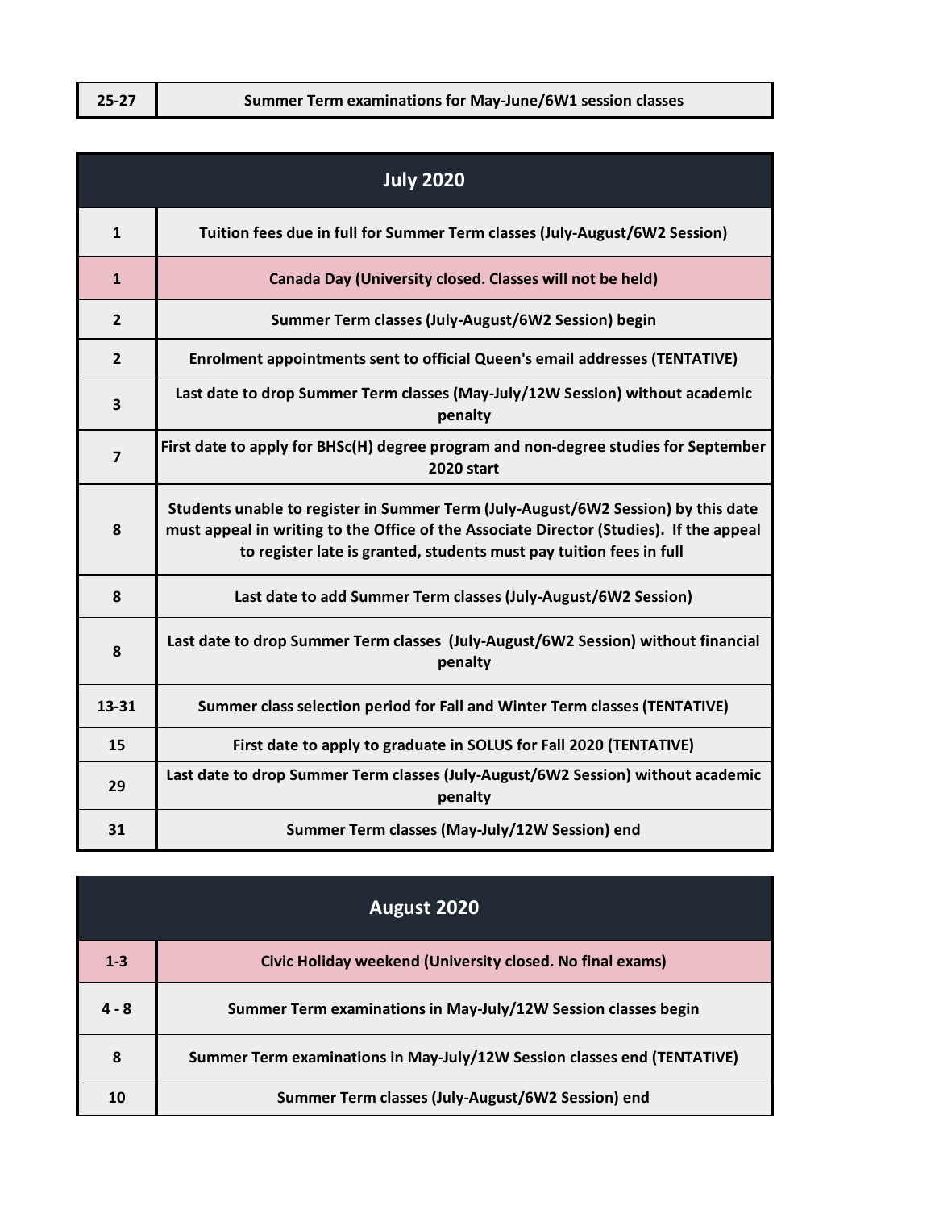| 25-27 | Summer Term examinations for May-June/6W1 session classes |
|---|---|

## July 2020

| Date | Event |
|---|---|
| 1 | Tuition fees due in full for Summer Term classes (July-August/6W2 Session) |
| 1 | Canada Day (University closed. Classes will not be held) |
| 2 | Summer Term classes (July-August/6W2 Session) begin |
| 2 | Enrolment appointments sent to official Queen's email addresses (TENTATIVE) |
| 3 | Last date to drop Summer Term classes (May-July/12W Session) without academic penalty |
| 7 | First date to apply for BHSc(H) degree program and non-degree studies for September 2020 start |
| 8 | Students unable to register in Summer Term (July-August/6W2 Session) by this date must appeal in writing to the Office of the Associate Director (Studies). If the appeal to register late is granted, students must pay tuition fees in full |
| 8 | Last date to add Summer Term classes (July-August/6W2 Session) |
| 8 | Last date to drop Summer Term classes (July-August/6W2 Session) without financial penalty |
| 13-31 | Summer class selection period for Fall and Winter Term classes (TENTATIVE) |
| 15 | First date to apply to graduate in SOLUS for Fall 2020 (TENTATIVE) |
| 29 | Last date to drop Summer Term classes (July-August/6W2 Session) without academic penalty |
| 31 | Summer Term classes (May-July/12W Session) end |

## August 2020

| Date | Event |
|---|---|
| 1-3 | Civic Holiday weekend (University closed. No final exams) |
| 4 - 8 | Summer Term examinations in May-July/12W Session classes begin |
| 8 | Summer Term examinations in May-July/12W Session classes end (TENTATIVE) |
| 10 | Summer Term classes (July-August/6W2 Session) end |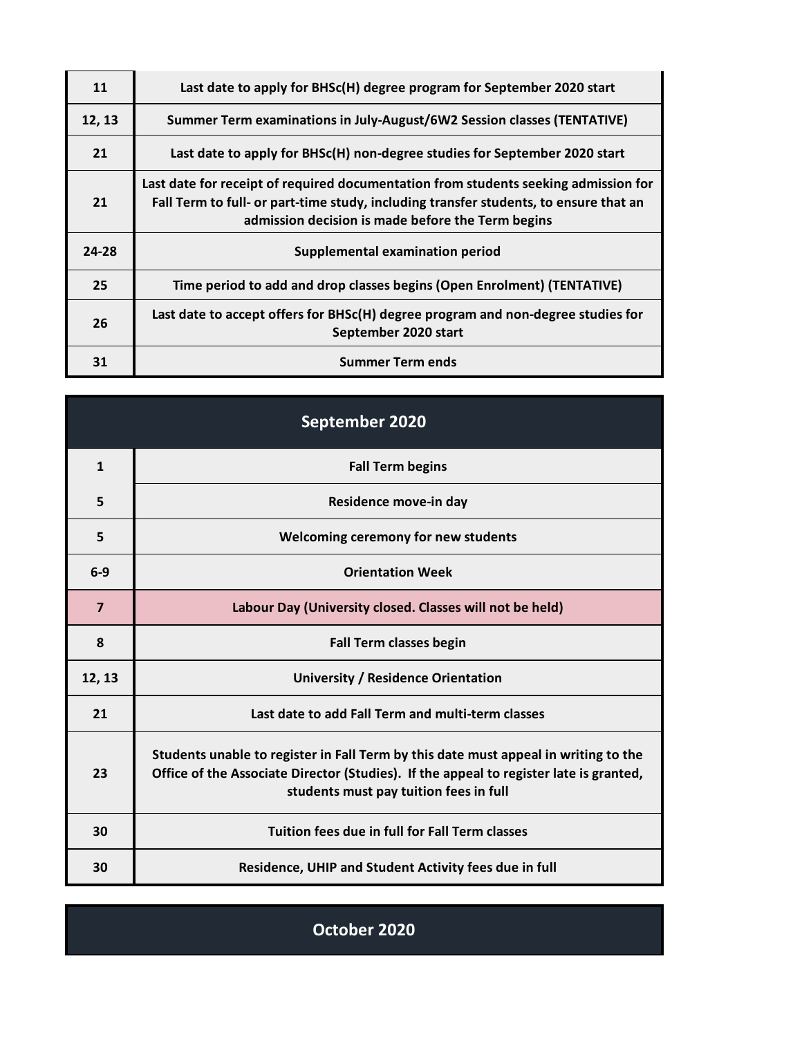| | |
|---|---|
| 11 | Last date to apply for BHSc(H) degree program for September 2020 start |
| 12, 13 | Summer Term examinations in July-August/6W2 Session classes (TENTATIVE) |
| 21 | Last date to apply for BHSc(H) non-degree studies for September 2020 start |
| 21 | Last date for receipt of required documentation from students seeking admission for Fall Term to full- or part-time study, including transfer students, to ensure that an admission decision is made before the Term begins |
| 24-28 | Supplemental examination period |
| 25 | Time period to add and drop classes begins (Open Enrolment) (TENTATIVE) |
| 26 | Last date to accept offers for BHSc(H) degree program and non-degree studies for September 2020 start |
| 31 | Summer Term ends |

## September 2020

| | |
|---|---|
| 1 | Fall Term begins |
| 5 | Residence move-in day |
| 5 | Welcoming ceremony for new students |
| 6-9 | Orientation Week |
| 7 | Labour Day (University closed. Classes will not be held) |
| 8 | Fall Term classes begin |
| 12, 13 | University / Residence Orientation |
| 21 | Last date to add Fall Term and multi-term classes |
| 23 | Students unable to register in Fall Term by this date must appeal in writing to the Office of the Associate Director (Studies). If the appeal to register late is granted, students must pay tuition fees in full |
| 30 | Tuition fees due in full for Fall Term classes |
| 30 | Residence, UHIP and Student Activity fees due in full |

## October 2020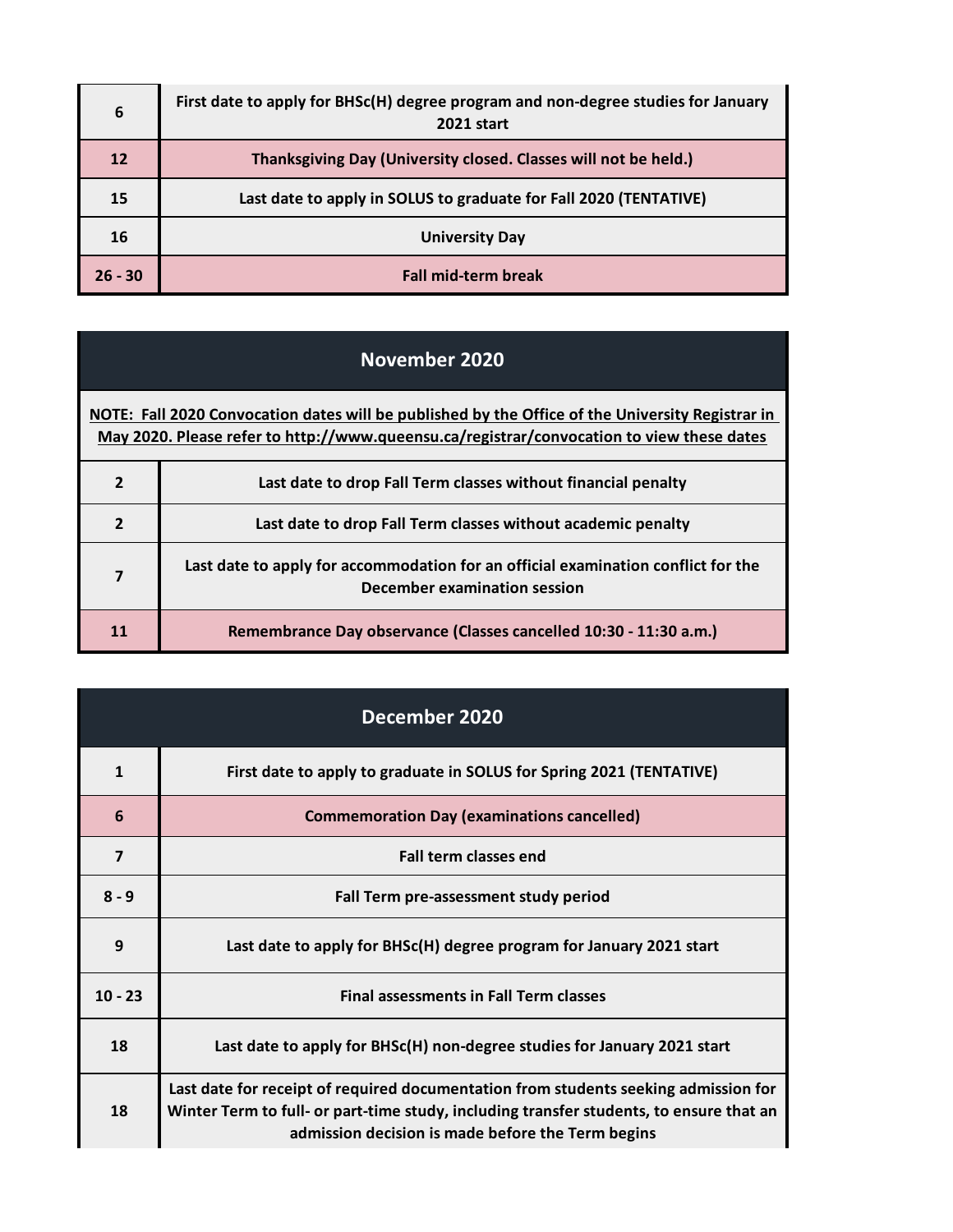| | |
|---|---|
| 6 | First date to apply for BHSc(H) degree program and non-degree studies for January 2021 start |
| 12 | Thanksgiving Day (University closed. Classes will not be held.) |
| 15 | Last date to apply in SOLUS to graduate for Fall 2020 (TENTATIVE) |
| 16 | University Day |
| 26 - 30 | Fall mid-term break |

## November 2020

**NOTE: Fall 2020 Convocation dates will be published by the Office of the University Registrar in May 2020. Please refer to http://www.queensu.ca/registrar/convocation to view these dates**

| | |
|---|---|
| 2 | Last date to drop Fall Term classes without financial penalty |
| 2 | Last date to drop Fall Term classes without academic penalty |
| 7 | Last date to apply for accommodation for an official examination conflict for the December examination session |
| 11 | Remembrance Day observance (Classes cancelled 10:30 - 11:30 a.m.) |

## December 2020

| | |
|---|---|
| 1 | First date to apply to graduate in SOLUS for Spring 2021 (TENTATIVE) |
| 6 | Commemoration Day (examinations cancelled) |
| 7 | Fall term classes end |
| 8 - 9 | Fall Term pre-assessment study period |
| 9 | Last date to apply for BHSc(H) degree program for January 2021 start |
| 10 - 23 | Final assessments in Fall Term classes |
| 18 | Last date to apply for BHSc(H) non-degree studies for January 2021 start |
| 18 | Last date for receipt of required documentation from students seeking admission for Winter Term to full- or part-time study, including transfer students, to ensure that an admission decision is made before the Term begins |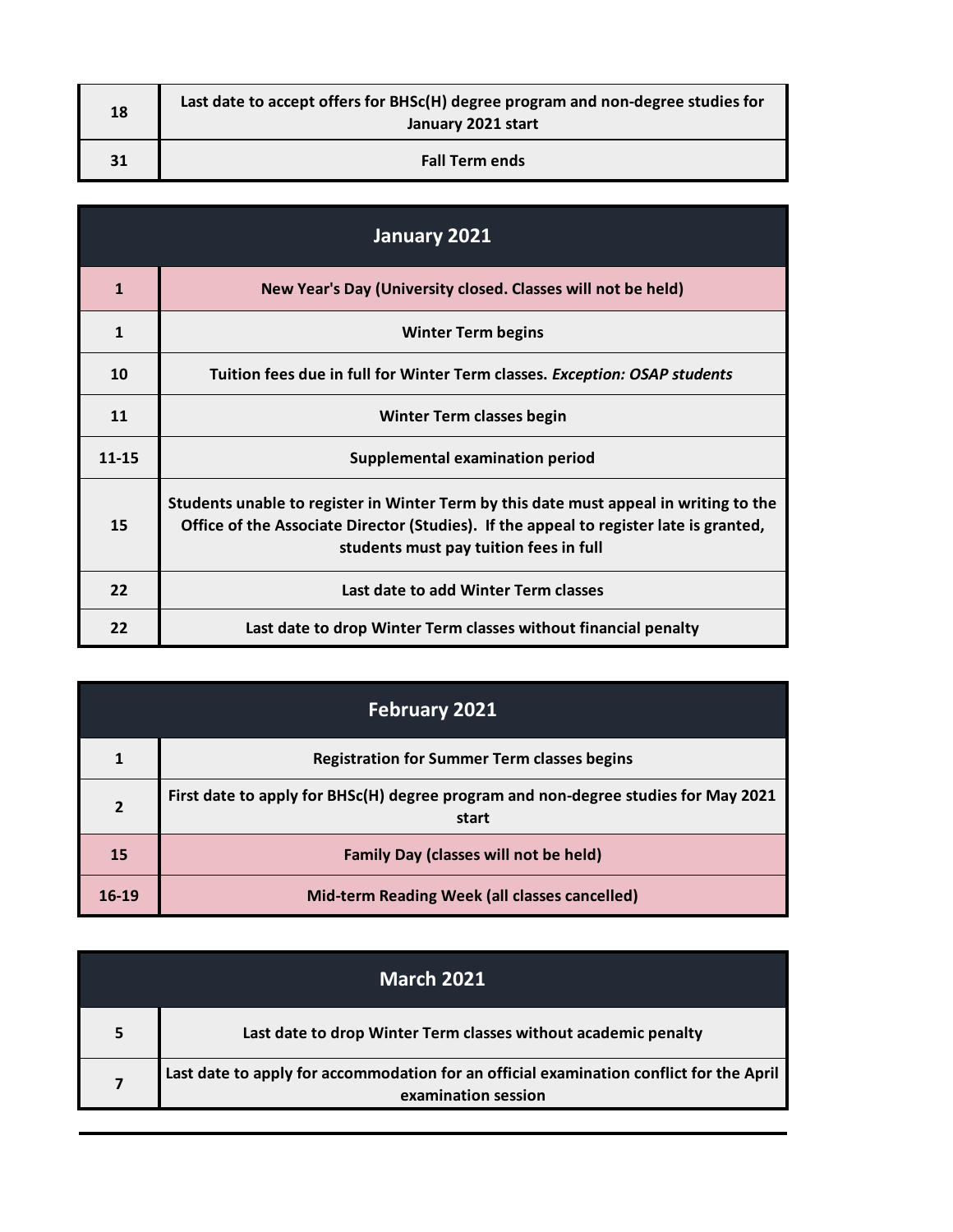| | |
|---|---|
| 18 | Last date to accept offers for BHSc(H) degree program and non-degree studies for January 2021 start |
| 31 | Fall Term ends |

## January 2021

| | |
|---|---|
| 1 | New Year's Day (University closed. Classes will not be held) |
| 1 | Winter Term begins |
| 10 | Tuition fees due in full for Winter Term classes. *Exception: OSAP students* |
| 11 | Winter Term classes begin |
| 11-15 | Supplemental examination period |
| 15 | Students unable to register in Winter Term by this date must appeal in writing to the Office of the Associate Director (Studies). If the appeal to register late is granted, students must pay tuition fees in full |
| 22 | Last date to add Winter Term classes |
| 22 | Last date to drop Winter Term classes without financial penalty |

## February 2021

| | |
|---|---|
| 1 | Registration for Summer Term classes begins |
| 2 | First date to apply for BHSc(H) degree program and non-degree studies for May 2021 start |
| 15 | Family Day (classes will not be held) |
| 16-19 | Mid-term Reading Week (all classes cancelled) |

## March 2021

| | |
|---|---|
| 5 | Last date to drop Winter Term classes without academic penalty |
| 7 | Last date to apply for accommodation for an official examination conflict for the April examination session |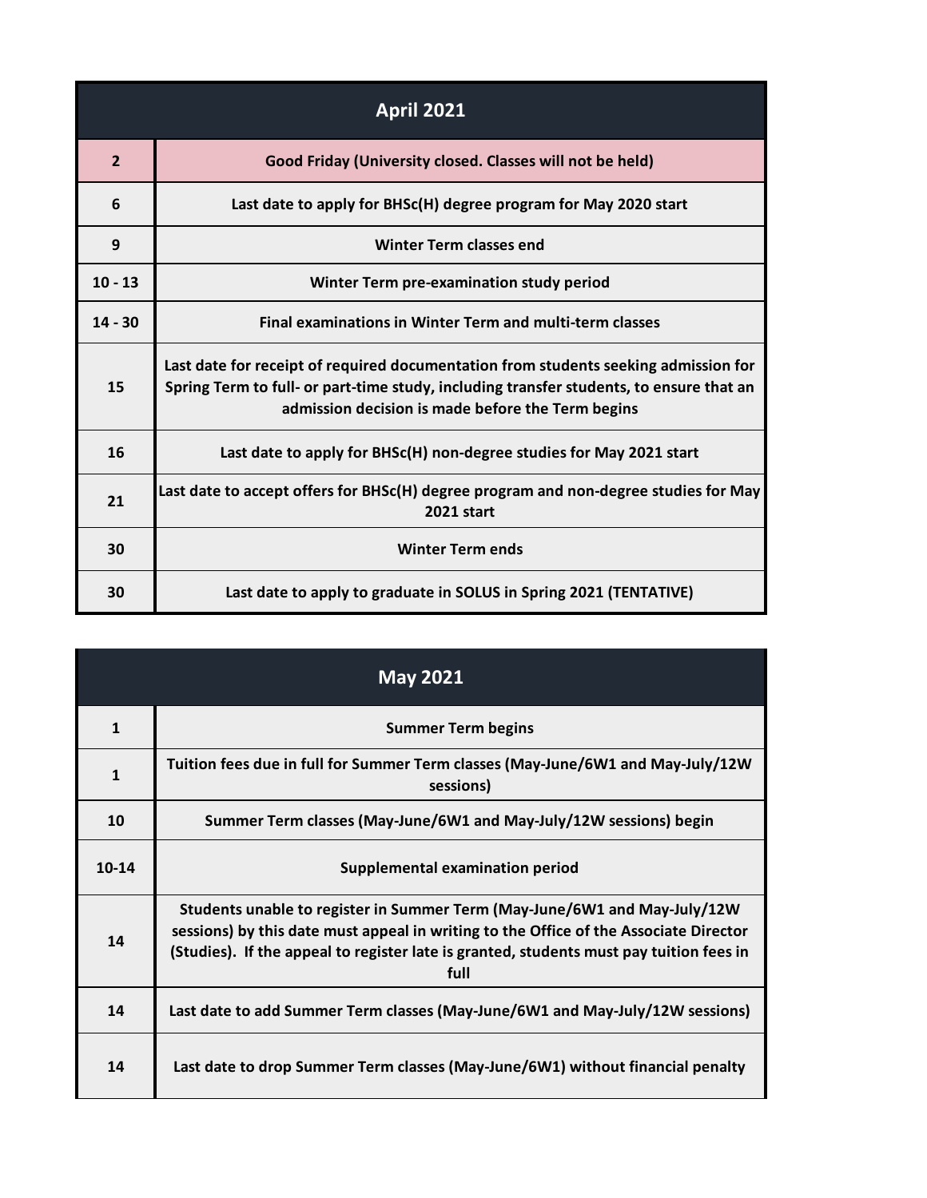| April 2021 | |
|---|---|
| 2 | Good Friday (University closed. Classes will not be held) |
| 6 | Last date to apply for BHSc(H) degree program for May 2020 start |
| 9 | Winter Term classes end |
| 10 - 13 | Winter Term pre-examination study period |
| 14 - 30 | Final examinations in Winter Term and multi-term classes |
| 15 | Last date for receipt of required documentation from students seeking admission for Spring Term to full- or part-time study, including transfer students, to ensure that an admission decision is made before the Term begins |
| 16 | Last date to apply for BHSc(H) non-degree studies for May 2021 start |
| 21 | Last date to accept offers for BHSc(H) degree program and non-degree studies for May 2021 start |
| 30 | Winter Term ends |
| 30 | Last date to apply to graduate in SOLUS in Spring 2021 (TENTATIVE) |

| May 2021 | |
|---|---|
| 1 | Summer Term begins |
| 1 | Tuition fees due in full for Summer Term classes (May-June/6W1 and May-July/12W sessions) |
| 10 | Summer Term classes (May-June/6W1 and May-July/12W sessions) begin |
| 10-14 | Supplemental examination period |
| 14 | Students unable to register in Summer Term (May-June/6W1 and May-July/12W sessions) by this date must appeal in writing to the Office of the Associate Director (Studies). If the appeal to register late is granted, students must pay tuition fees in full |
| 14 | Last date to add Summer Term classes (May-June/6W1 and May-July/12W sessions) |
| 14 | Last date to drop Summer Term classes (May-June/6W1) without financial penalty |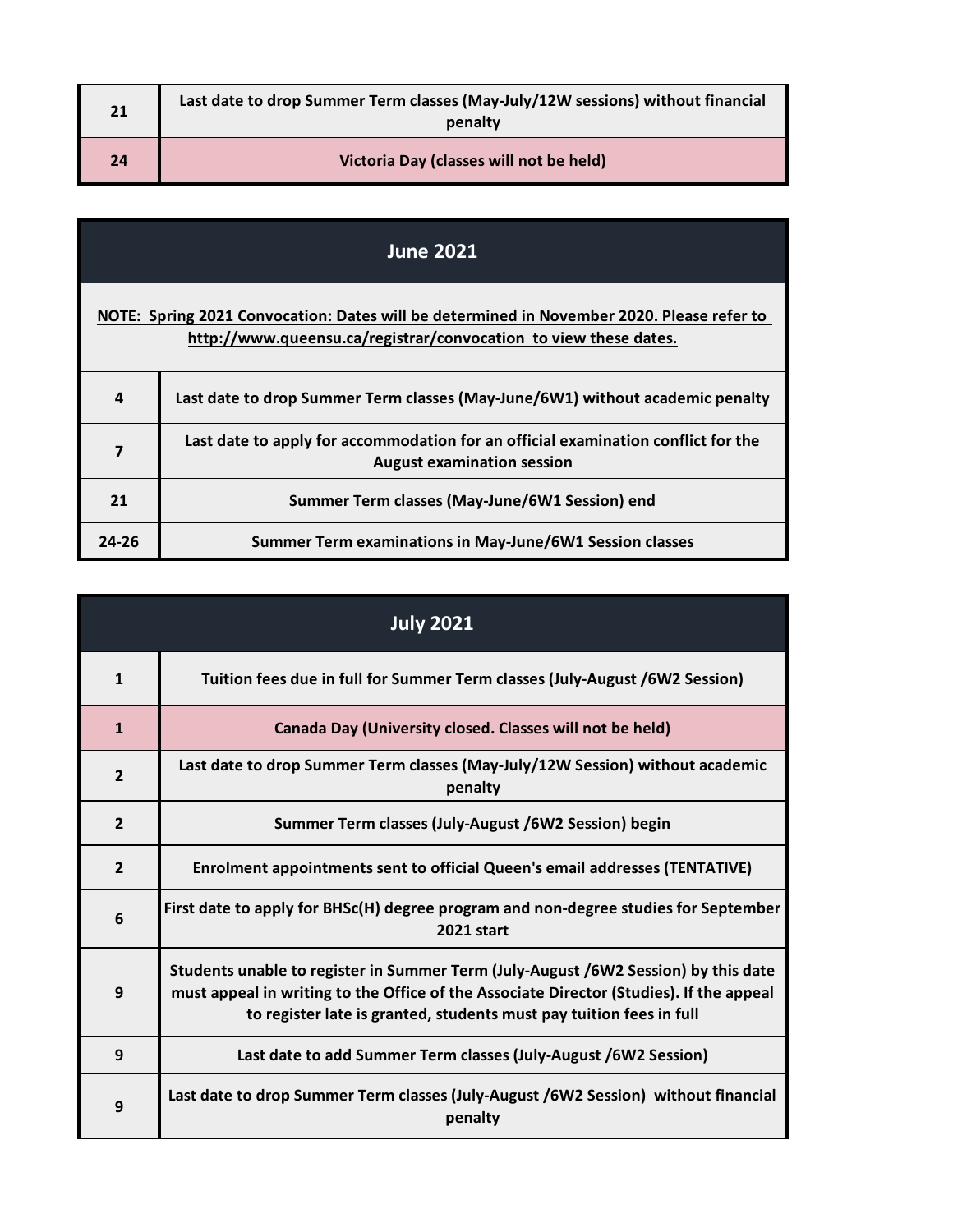| | |
|---|---|
| 21 | Last date to drop Summer Term classes (May-July/12W sessions) without financial penalty |
| 24 | Victoria Day (classes will not be held) |

## June 2021

**NOTE: Spring 2021 Convocation: Dates will be determined in November 2020. Please refer to http://www.queensu.ca/registrar/convocation to view these dates.**

| | |
|---|---|
| 4 | Last date to drop Summer Term classes (May-June/6W1) without academic penalty |
| 7 | Last date to apply for accommodation for an official examination conflict for the August examination session |
| 21 | Summer Term classes (May-June/6W1 Session) end |
| 24-26 | Summer Term examinations in May-June/6W1 Session classes |

## July 2021

| | |
|---|---|
| 1 | Tuition fees due in full for Summer Term classes (July-August /6W2 Session) |
| 1 | Canada Day (University closed. Classes will not be held) |
| 2 | Last date to drop Summer Term classes (May-July/12W Session) without academic penalty |
| 2 | Summer Term classes (July-August /6W2 Session) begin |
| 2 | Enrolment appointments sent to official Queen's email addresses (TENTATIVE) |
| 6 | First date to apply for BHSc(H) degree program and non-degree studies for September 2021 start |
| 9 | Students unable to register in Summer Term (July-August /6W2 Session) by this date must appeal in writing to the Office of the Associate Director (Studies). If the appeal to register late is granted, students must pay tuition fees in full |
| 9 | Last date to add Summer Term classes (July-August /6W2 Session) |
| 9 | Last date to drop Summer Term classes (July-August /6W2 Session) without financial penalty |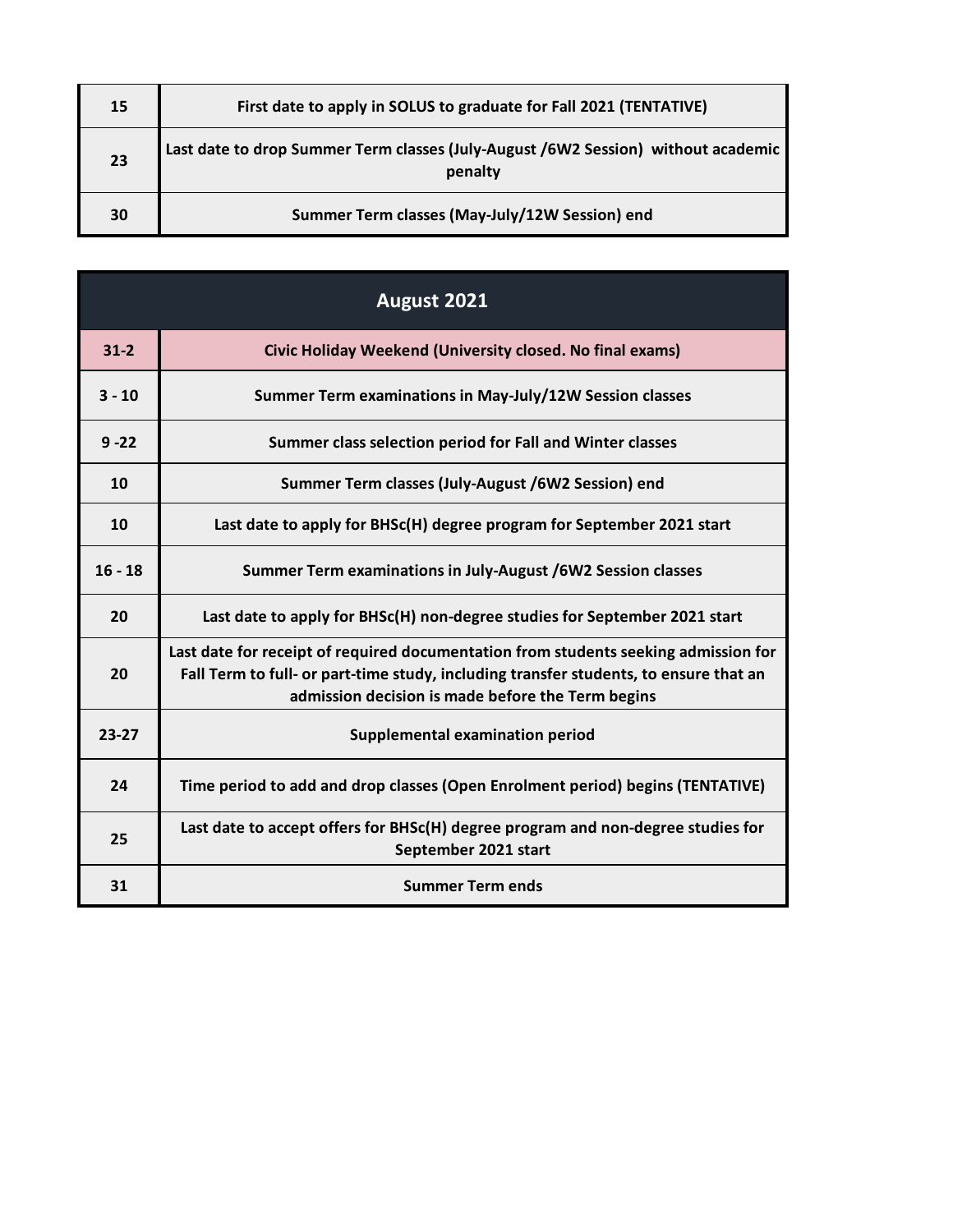| | |
|---|---|
| 15 | First date to apply in SOLUS to graduate for Fall 2021 (TENTATIVE) |
| 23 | Last date to drop Summer Term classes (July-August /6W2 Session) without academic penalty |
| 30 | Summer Term classes (May-July/12W Session) end |

## August 2021

| | |
|---|---|
| 31-2 | Civic Holiday Weekend (University closed. No final exams) |
| 3 - 10 | Summer Term examinations in May-July/12W Session classes |
| 9 -22 | Summer class selection period for Fall and Winter classes |
| 10 | Summer Term classes (July-August /6W2 Session) end |
| 10 | Last date to apply for BHSc(H) degree program for September 2021 start |
| 16 - 18 | Summer Term examinations in July-August /6W2 Session classes |
| 20 | Last date to apply for BHSc(H) non-degree studies for September 2021 start |
| 20 | Last date for receipt of required documentation from students seeking admission for Fall Term to full- or part-time study, including transfer students, to ensure that an admission decision is made before the Term begins |
| 23-27 | Supplemental examination period |
| 24 | Time period to add and drop classes (Open Enrolment period) begins (TENTATIVE) |
| 25 | Last date to accept offers for BHSc(H) degree program and non-degree studies for September 2021 start |
| 31 | Summer Term ends |